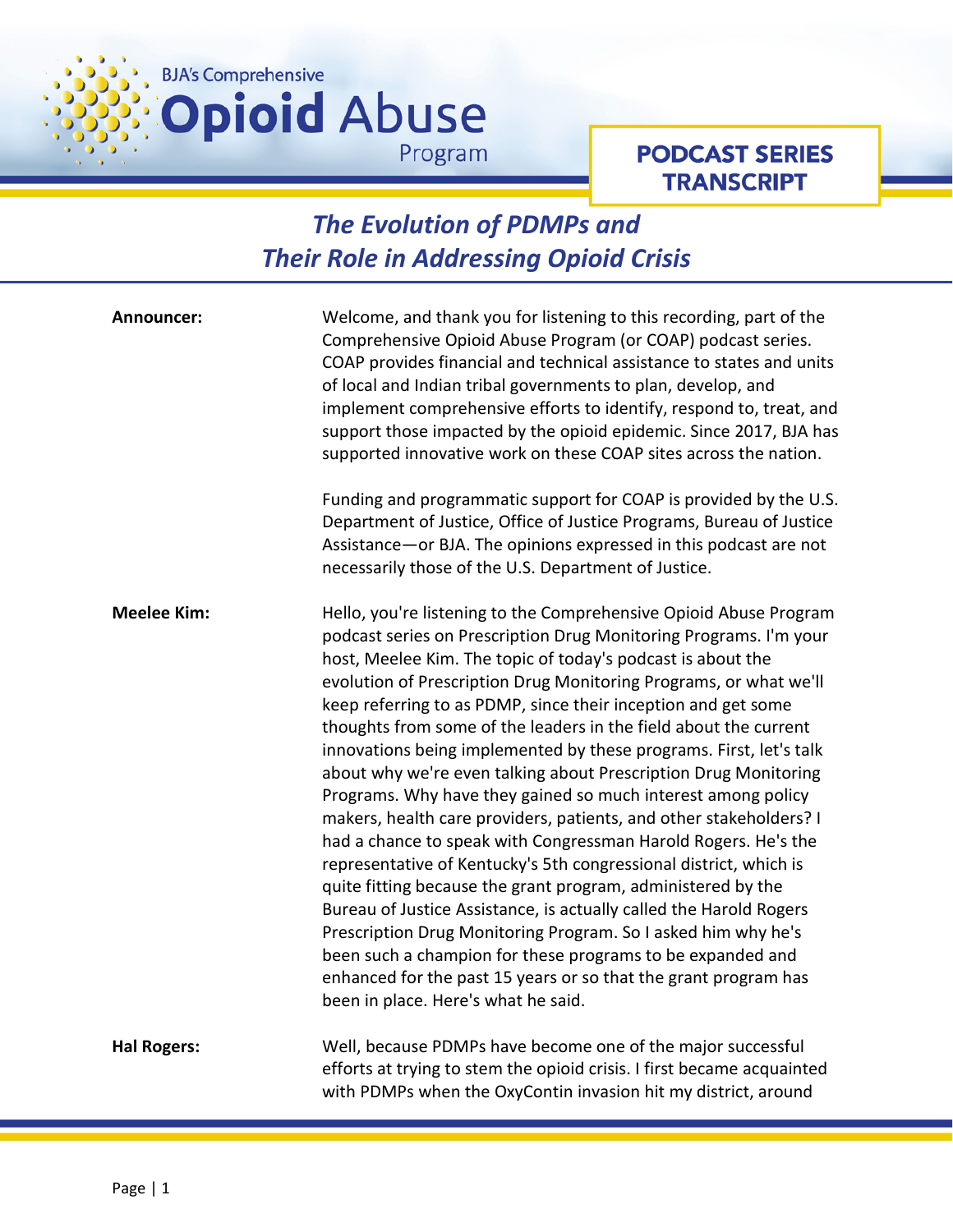BJA's Comprehensive **Opioid** Abuse Program

**PODCAST SERIES TRANSCRIPT**

# *The Evolution of PDMPs and Their Role in Addressing Opioid Crisis*

**Announcer:** Welcome, and thank you for listening to this recording, part of the Comprehensive Opioid Abuse Program (or COAP) podcast series. COAP provides financial and technical assistance to states and units of local and Indian tribal governments to plan, develop, and implement comprehensive efforts to identify, respond to, treat, and support those impacted by the opioid epidemic. Since 2017, BJA has supported innovative work on these COAP sites across the nation.

Funding and programmatic support for COAP is provided by the U.S. Department of Justice, Office of Justice Programs, Bureau of Justice Assistance—or BJA. The opinions expressed in this podcast are not necessarily those of the U.S. Department of Justice.

**Meelee Kim:** Hello, you're listening to the Comprehensive Opioid Abuse Program podcast series on Prescription Drug Monitoring Programs. I'm your host, Meelee Kim. The topic of today's podcast is about the evolution of Prescription Drug Monitoring Programs, or what we'll keep referring to as PDMP, since their inception and get some thoughts from some of the leaders in the field about the current innovations being implemented by these programs. First, let's talk about why we're even talking about Prescription Drug Monitoring Programs. Why have they gained so much interest among policy makers, health care providers, patients, and other stakeholders? I had a chance to speak with Congressman Harold Rogers. He's the representative of Kentucky's 5th congressional district, which is quite fitting because the grant program, administered by the Bureau of Justice Assistance, is actually called the Harold Rogers Prescription Drug Monitoring Program. So I asked him why he's been such a champion for these programs to be expanded and enhanced for the past 15 years or so that the grant program has been in place. Here's what he said.

**Hal Rogers:** Well, because PDMPs have become one of the major successful efforts at trying to stem the opioid crisis. I first became acquainted with PDMPs when the OxyContin invasion hit my district, around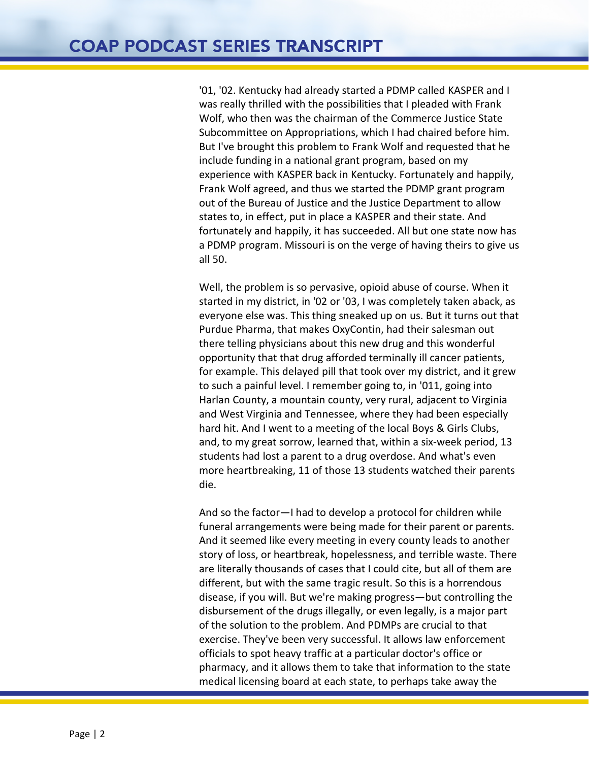'01, '02. Kentucky had already started a PDMP called KASPER and I was really thrilled with the possibilities that I pleaded with Frank Wolf, who then was the chairman of the Commerce Justice State Subcommittee on Appropriations, which I had chaired before him. But I've brought this problem to Frank Wolf and requested that he include funding in a national grant program, based on my experience with KASPER back in Kentucky. Fortunately and happily, Frank Wolf agreed, and thus we started the PDMP grant program out of the Bureau of Justice and the Justice Department to allow states to, in effect, put in place a KASPER and their state. And fortunately and happily, it has succeeded. All but one state now has a PDMP program. Missouri is on the verge of having theirs to give us all 50.

Well, the problem is so pervasive, opioid abuse of course. When it started in my district, in '02 or '03, I was completely taken aback, as everyone else was. This thing sneaked up on us. But it turns out that Purdue Pharma, that makes OxyContin, had their salesman out there telling physicians about this new drug and this wonderful opportunity that that drug afforded terminally ill cancer patients, for example. This delayed pill that took over my district, and it grew to such a painful level. I remember going to, in '011, going into Harlan County, a mountain county, very rural, adjacent to Virginia and West Virginia and Tennessee, where they had been especially hard hit. And I went to a meeting of the local Boys & Girls Clubs, and, to my great sorrow, learned that, within a six-week period, 13 students had lost a parent to a drug overdose. And what's even more heartbreaking, 11 of those 13 students watched their parents die.

And so the factor—I had to develop a protocol for children while funeral arrangements were being made for their parent or parents. And it seemed like every meeting in every county leads to another story of loss, or heartbreak, hopelessness, and terrible waste. There are literally thousands of cases that I could cite, but all of them are different, but with the same tragic result. So this is a horrendous disease, if you will. But we're making progress—but controlling the disbursement of the drugs illegally, or even legally, is a major part of the solution to the problem. And PDMPs are crucial to that exercise. They've been very successful. It allows law enforcement officials to spot heavy traffic at a particular doctor's office or pharmacy, and it allows them to take that information to the state medical licensing board at each state, to perhaps take away the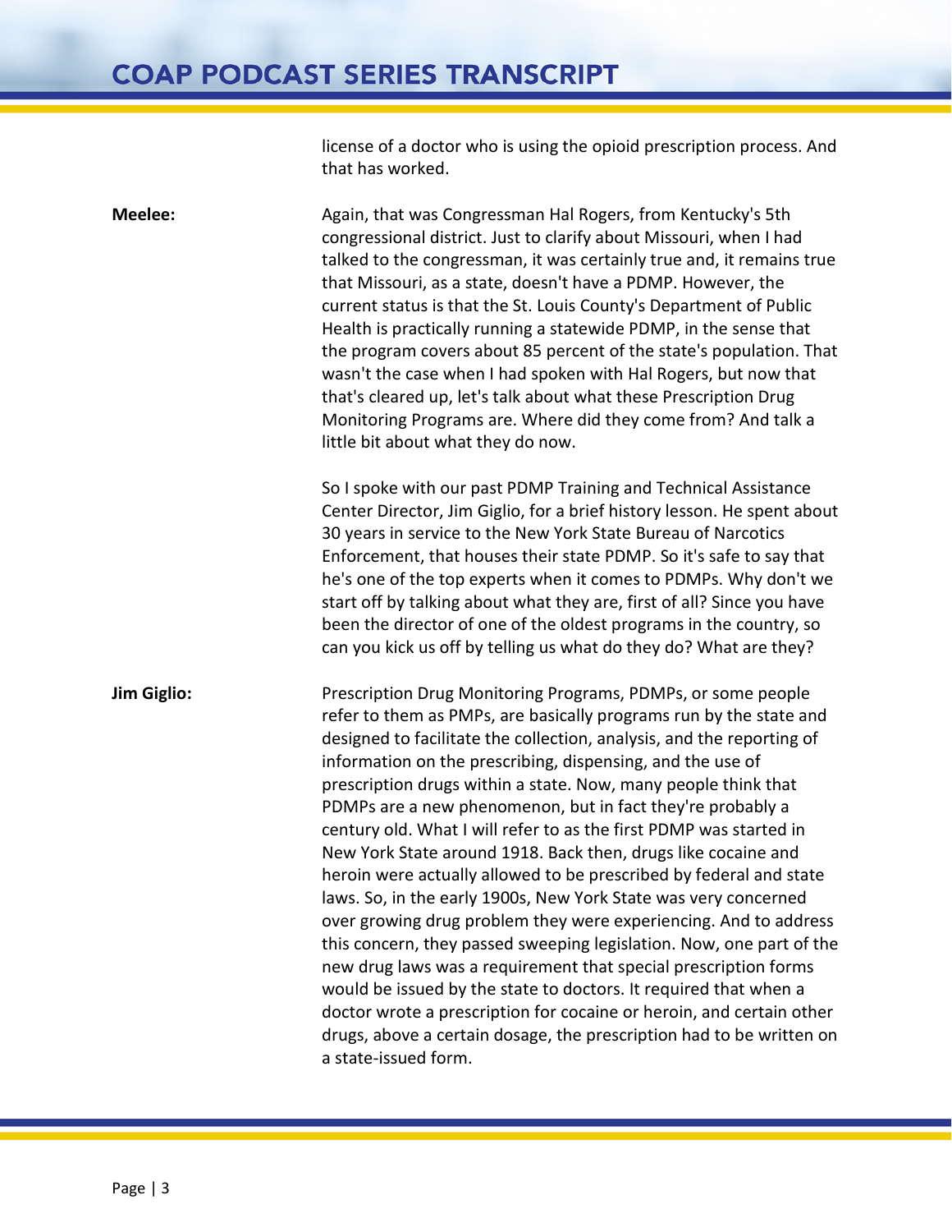license of a doctor who is using the opioid prescription process. And that has worked.

**Meelee:** Again, that was Congressman Hal Rogers, from Kentucky's 5th congressional district. Just to clarify about Missouri, when I had talked to the congressman, it was certainly true and, it remains true that Missouri, as a state, doesn't have a PDMP. However, the current status is that the St. Louis County's Department of Public Health is practically running a statewide PDMP, in the sense that the program covers about 85 percent of the state's population. That wasn't the case when I had spoken with Hal Rogers, but now that that's cleared up, let's talk about what these Prescription Drug Monitoring Programs are. Where did they come from? And talk a little bit about what they do now.

So I spoke with our past PDMP Training and Technical Assistance Center Director, Jim Giglio, for a brief history lesson. He spent about 30 years in service to the New York State Bureau of Narcotics Enforcement, that houses their state PDMP. So it's safe to say that he's one of the top experts when it comes to PDMPs. Why don't we start off by talking about what they are, first of all? Since you have been the director of one of the oldest programs in the country, so can you kick us off by telling us what do they do? What are they?

**Jim Giglio:** Prescription Drug Monitoring Programs, PDMPs, or some people refer to them as PMPs, are basically programs run by the state and designed to facilitate the collection, analysis, and the reporting of information on the prescribing, dispensing, and the use of prescription drugs within a state. Now, many people think that PDMPs are a new phenomenon, but in fact they're probably a century old. What I will refer to as the first PDMP was started in New York State around 1918. Back then, drugs like cocaine and heroin were actually allowed to be prescribed by federal and state laws. So, in the early 1900s, New York State was very concerned over growing drug problem they were experiencing. And to address this concern, they passed sweeping legislation. Now, one part of the new drug laws was a requirement that special prescription forms would be issued by the state to doctors. It required that when a doctor wrote a prescription for cocaine or heroin, and certain other drugs, above a certain dosage, the prescription had to be written on a state-issued form.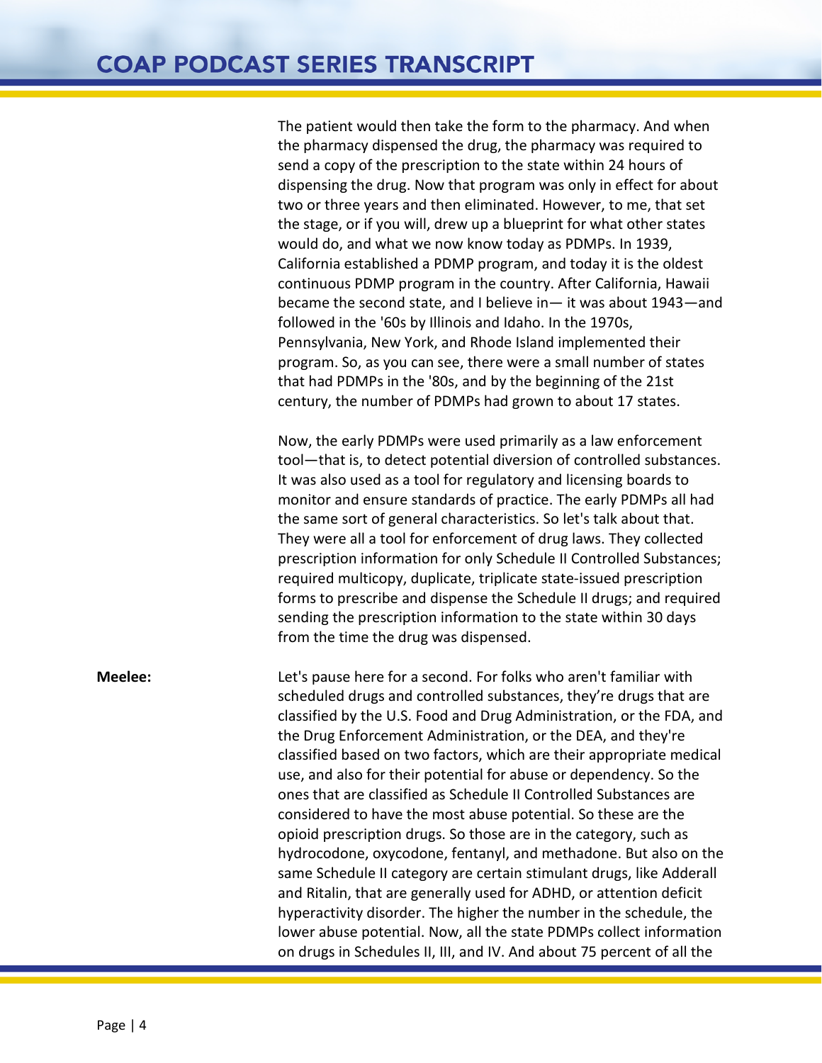The patient would then take the form to the pharmacy. And when the pharmacy dispensed the drug, the pharmacy was required to send a copy of the prescription to the state within 24 hours of dispensing the drug. Now that program was only in effect for about two or three years and then eliminated. However, to me, that set the stage, or if you will, drew up a blueprint for what other states would do, and what we now know today as PDMPs. In 1939, California established a PDMP program, and today it is the oldest continuous PDMP program in the country. After California, Hawaii became the second state, and I believe in— it was about 1943—and followed in the '60s by Illinois and Idaho. In the 1970s, Pennsylvania, New York, and Rhode Island implemented their program. So, as you can see, there were a small number of states that had PDMPs in the '80s, and by the beginning of the 21st century, the number of PDMPs had grown to about 17 states.

Now, the early PDMPs were used primarily as a law enforcement tool—that is, to detect potential diversion of controlled substances. It was also used as a tool for regulatory and licensing boards to monitor and ensure standards of practice. The early PDMPs all had the same sort of general characteristics. So let's talk about that. They were all a tool for enforcement of drug laws. They collected prescription information for only Schedule II Controlled Substances; required multicopy, duplicate, triplicate state-issued prescription forms to prescribe and dispense the Schedule II drugs; and required sending the prescription information to the state within 30 days from the time the drug was dispensed.

**Meelee:** Let's pause here for a second. For folks who aren't familiar with scheduled drugs and controlled substances, they're drugs that are classified by the U.S. Food and Drug Administration, or the FDA, and the Drug Enforcement Administration, or the DEA, and they're classified based on two factors, which are their appropriate medical use, and also for their potential for abuse or dependency. So the ones that are classified as Schedule II Controlled Substances are considered to have the most abuse potential. So these are the opioid prescription drugs. So those are in the category, such as hydrocodone, oxycodone, fentanyl, and methadone. But also on the same Schedule II category are certain stimulant drugs, like Adderall and Ritalin, that are generally used for ADHD, or attention deficit hyperactivity disorder. The higher the number in the schedule, the lower abuse potential. Now, all the state PDMPs collect information on drugs in Schedules II, III, and IV. And about 75 percent of all the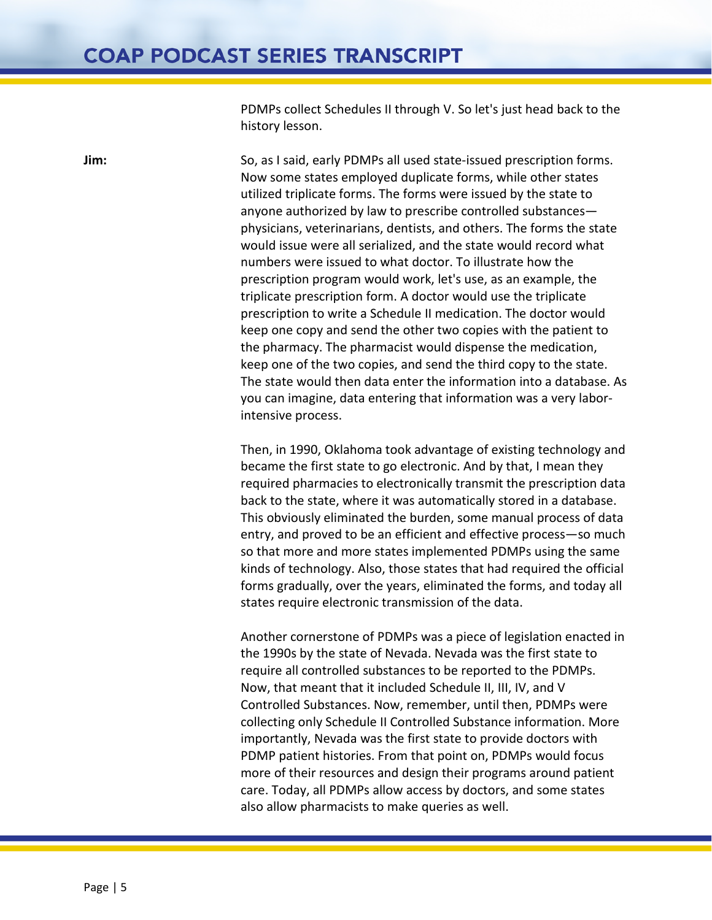PDMPs collect Schedules II through V. So let's just head back to the history lesson.

**Jim:** So, as I said, early PDMPs all used state-issued prescription forms. Now some states employed duplicate forms, while other states utilized triplicate forms. The forms were issued by the state to anyone authorized by law to prescribe controlled substances—physicians, veterinarians, dentists, and others. The forms the state would issue were all serialized, and the state would record what numbers were issued to what doctor. To illustrate how the prescription program would work, let's use, as an example, the triplicate prescription form. A doctor would use the triplicate prescription to write a Schedule II medication. The doctor would keep one copy and send the other two copies with the patient to the pharmacy. The pharmacist would dispense the medication, keep one of the two copies, and send the third copy to the state. The state would then data enter the information into a database. As you can imagine, data entering that information was a very labor-intensive process.

Then, in 1990, Oklahoma took advantage of existing technology and became the first state to go electronic. And by that, I mean they required pharmacies to electronically transmit the prescription data back to the state, where it was automatically stored in a database. This obviously eliminated the burden, some manual process of data entry, and proved to be an efficient and effective process—so much so that more and more states implemented PDMPs using the same kinds of technology. Also, those states that had required the official forms gradually, over the years, eliminated the forms, and today all states require electronic transmission of the data.

Another cornerstone of PDMPs was a piece of legislation enacted in the 1990s by the state of Nevada. Nevada was the first state to require all controlled substances to be reported to the PDMPs. Now, that meant that it included Schedule II, III, IV, and V Controlled Substances. Now, remember, until then, PDMPs were collecting only Schedule II Controlled Substance information. More importantly, Nevada was the first state to provide doctors with PDMP patient histories. From that point on, PDMPs would focus more of their resources and design their programs around patient care. Today, all PDMPs allow access by doctors, and some states also allow pharmacists to make queries as well.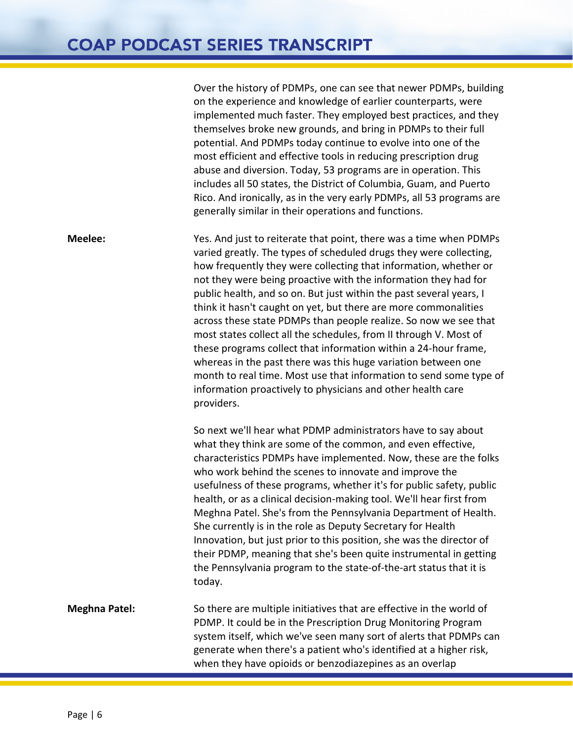Over the history of PDMPs, one can see that newer PDMPs, building on the experience and knowledge of earlier counterparts, were implemented much faster. They employed best practices, and they themselves broke new grounds, and bring in PDMPs to their full potential. And PDMPs today continue to evolve into one of the most efficient and effective tools in reducing prescription drug abuse and diversion. Today, 53 programs are in operation. This includes all 50 states, the District of Columbia, Guam, and Puerto Rico. And ironically, as in the very early PDMPs, all 53 programs are generally similar in their operations and functions.

**Meelee:** Yes. And just to reiterate that point, there was a time when PDMPs varied greatly. The types of scheduled drugs they were collecting, how frequently they were collecting that information, whether or not they were being proactive with the information they had for public health, and so on. But just within the past several years, I think it hasn't caught on yet, but there are more commonalities across these state PDMPs than people realize. So now we see that most states collect all the schedules, from II through V. Most of these programs collect that information within a 24-hour frame, whereas in the past there was this huge variation between one month to real time. Most use that information to send some type of information proactively to physicians and other health care providers.

So next we'll hear what PDMP administrators have to say about what they think are some of the common, and even effective, characteristics PDMPs have implemented. Now, these are the folks who work behind the scenes to innovate and improve the usefulness of these programs, whether it's for public safety, public health, or as a clinical decision-making tool. We'll hear first from Meghna Patel. She's from the Pennsylvania Department of Health. She currently is in the role as Deputy Secretary for Health Innovation, but just prior to this position, she was the director of their PDMP, meaning that she's been quite instrumental in getting the Pennsylvania program to the state-of-the-art status that it is today.

**Meghna Patel:** So there are multiple initiatives that are effective in the world of PDMP. It could be in the Prescription Drug Monitoring Program system itself, which we've seen many sort of alerts that PDMPs can generate when there's a patient who's identified at a higher risk, when they have opioids or benzodiazepines as an overlap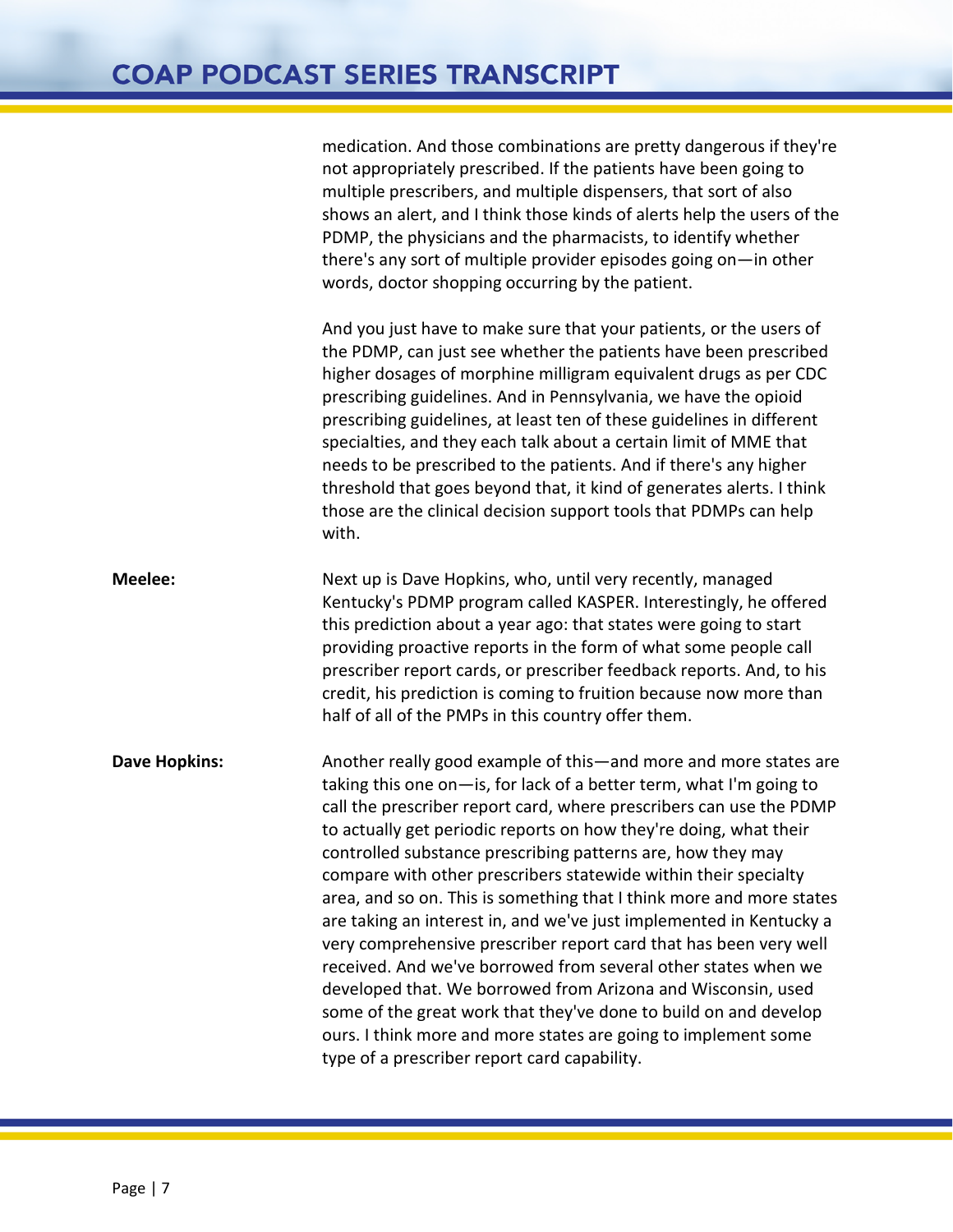medication. And those combinations are pretty dangerous if they're not appropriately prescribed. If the patients have been going to multiple prescribers, and multiple dispensers, that sort of also shows an alert, and I think those kinds of alerts help the users of the PDMP, the physicians and the pharmacists, to identify whether there's any sort of multiple provider episodes going on—in other words, doctor shopping occurring by the patient.

And you just have to make sure that your patients, or the users of the PDMP, can just see whether the patients have been prescribed higher dosages of morphine milligram equivalent drugs as per CDC prescribing guidelines. And in Pennsylvania, we have the opioid prescribing guidelines, at least ten of these guidelines in different specialties, and they each talk about a certain limit of MME that needs to be prescribed to the patients. And if there's any higher threshold that goes beyond that, it kind of generates alerts. I think those are the clinical decision support tools that PDMPs can help with.

**Meelee:** Next up is Dave Hopkins, who, until very recently, managed Kentucky's PDMP program called KASPER. Interestingly, he offered this prediction about a year ago: that states were going to start providing proactive reports in the form of what some people call prescriber report cards, or prescriber feedback reports. And, to his credit, his prediction is coming to fruition because now more than half of all of the PMPs in this country offer them.

**Dave Hopkins:** Another really good example of this—and more and more states are taking this one on—is, for lack of a better term, what I'm going to call the prescriber report card, where prescribers can use the PDMP to actually get periodic reports on how they're doing, what their controlled substance prescribing patterns are, how they may compare with other prescribers statewide within their specialty area, and so on. This is something that I think more and more states are taking an interest in, and we've just implemented in Kentucky a very comprehensive prescriber report card that has been very well received. And we've borrowed from several other states when we developed that. We borrowed from Arizona and Wisconsin, used some of the great work that they've done to build on and develop ours. I think more and more states are going to implement some type of a prescriber report card capability.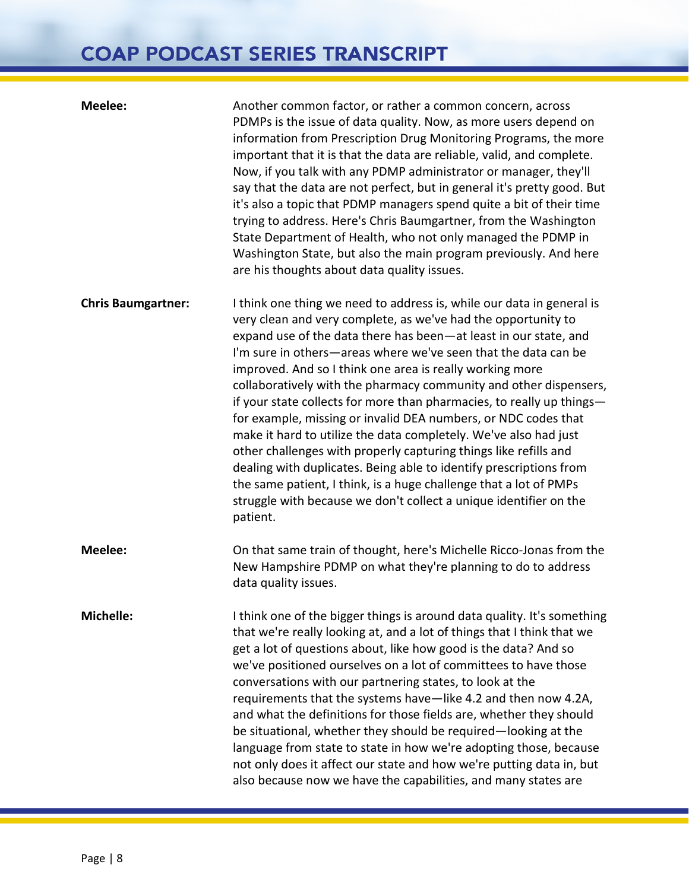**Meelee:** Another common factor, or rather a common concern, across PDMPs is the issue of data quality. Now, as more users depend on information from Prescription Drug Monitoring Programs, the more important that it is that the data are reliable, valid, and complete. Now, if you talk with any PDMP administrator or manager, they'll say that the data are not perfect, but in general it's pretty good. But it's also a topic that PDMP managers spend quite a bit of their time trying to address. Here's Chris Baumgartner, from the Washington State Department of Health, who not only managed the PDMP in Washington State, but also the main program previously. And here are his thoughts about data quality issues.

**Chris Baumgartner:** I think one thing we need to address is, while our data in general is very clean and very complete, as we've had the opportunity to expand use of the data there has been—at least in our state, and I'm sure in others—areas where we've seen that the data can be improved. And so I think one area is really working more collaboratively with the pharmacy community and other dispensers, if your state collects for more than pharmacies, to really up things—for example, missing or invalid DEA numbers, or NDC codes that make it hard to utilize the data completely. We've also had just other challenges with properly capturing things like refills and dealing with duplicates. Being able to identify prescriptions from the same patient, I think, is a huge challenge that a lot of PMPs struggle with because we don't collect a unique identifier on the patient.

**Meelee:** On that same train of thought, here's Michelle Ricco-Jonas from the New Hampshire PDMP on what they're planning to do to address data quality issues.

**Michelle:** I think one of the bigger things is around data quality. It's something that we're really looking at, and a lot of things that I think that we get a lot of questions about, like how good is the data? And so we've positioned ourselves on a lot of committees to have those conversations with our partnering states, to look at the requirements that the systems have—like 4.2 and then now 4.2A, and what the definitions for those fields are, whether they should be situational, whether they should be required—looking at the language from state to state in how we're adopting those, because not only does it affect our state and how we're putting data in, but also because now we have the capabilities, and many states are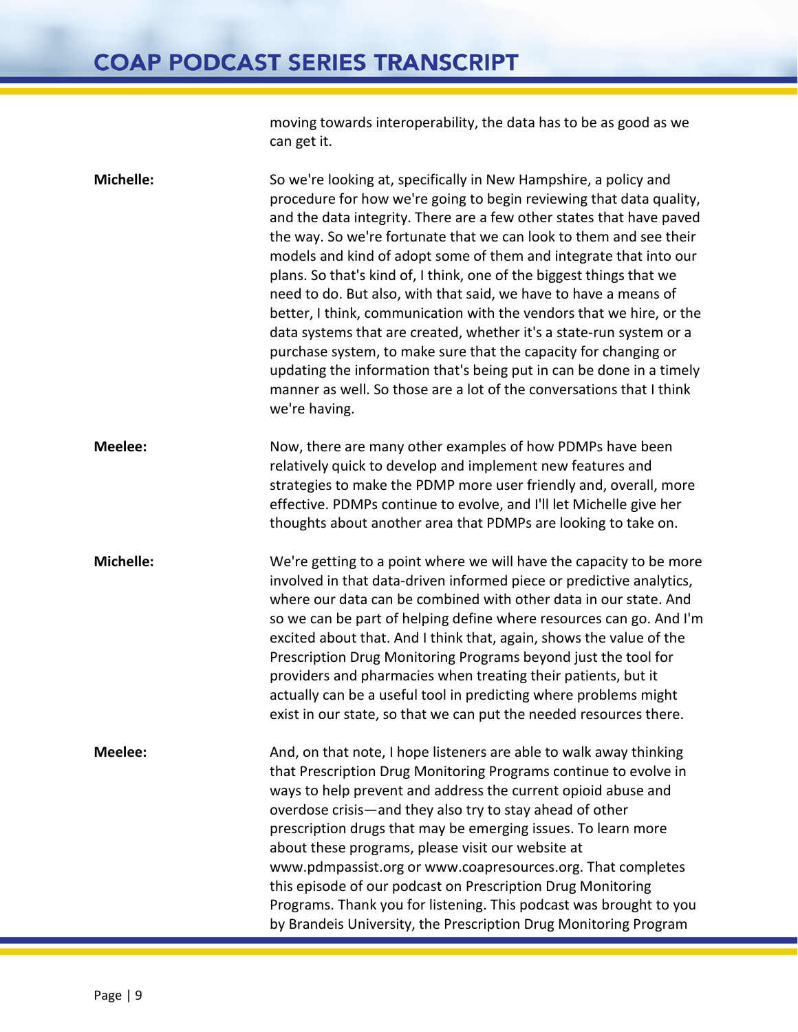moving towards interoperability, the data has to be as good as we can get it.

**Michelle:** So we're looking at, specifically in New Hampshire, a policy and procedure for how we're going to begin reviewing that data quality, and the data integrity. There are a few other states that have paved the way. So we're fortunate that we can look to them and see their models and kind of adopt some of them and integrate that into our plans. So that's kind of, I think, one of the biggest things that we need to do. But also, with that said, we have to have a means of better, I think, communication with the vendors that we hire, or the data systems that are created, whether it's a state-run system or a purchase system, to make sure that the capacity for changing or updating the information that's being put in can be done in a timely manner as well. So those are a lot of the conversations that I think we're having.

**Meelee:** Now, there are many other examples of how PDMPs have been relatively quick to develop and implement new features and strategies to make the PDMP more user friendly and, overall, more effective. PDMPs continue to evolve, and I'll let Michelle give her thoughts about another area that PDMPs are looking to take on.

**Michelle:** We're getting to a point where we will have the capacity to be more involved in that data-driven informed piece or predictive analytics, where our data can be combined with other data in our state. And so we can be part of helping define where resources can go. And I'm excited about that. And I think that, again, shows the value of the Prescription Drug Monitoring Programs beyond just the tool for providers and pharmacies when treating their patients, but it actually can be a useful tool in predicting where problems might exist in our state, so that we can put the needed resources there.

**Meelee:** And, on that note, I hope listeners are able to walk away thinking that Prescription Drug Monitoring Programs continue to evolve in ways to help prevent and address the current opioid abuse and overdose crisis—and they also try to stay ahead of other prescription drugs that may be emerging issues. To learn more about these programs, please visit our website at www.pdmpassist.org or www.coapresources.org. That completes this episode of our podcast on Prescription Drug Monitoring Programs. Thank you for listening. This podcast was brought to you by Brandeis University, the Prescription Drug Monitoring Program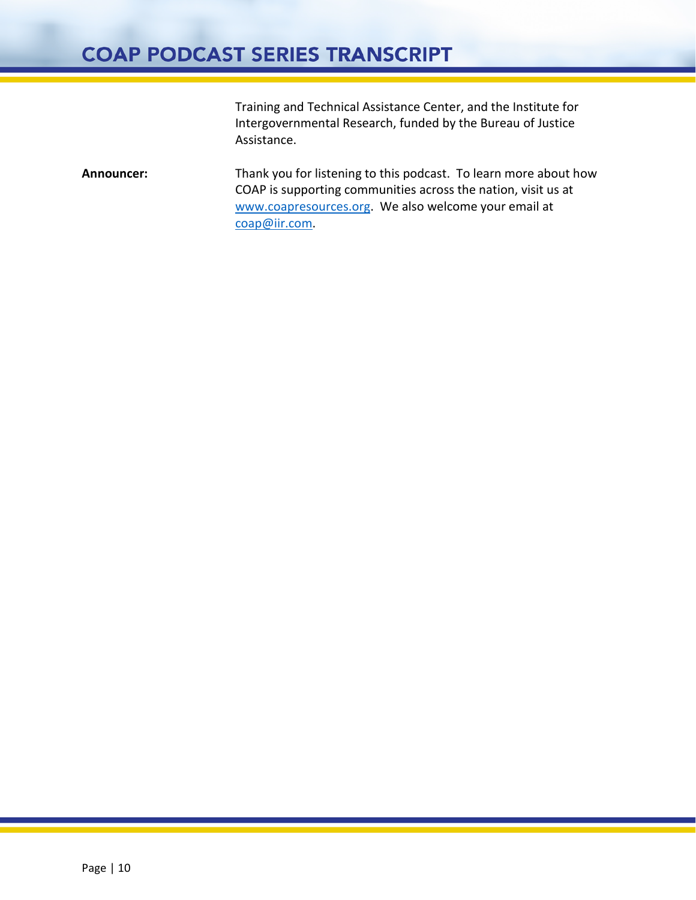Training and Technical Assistance Center, and the Institute for Intergovernmental Research, funded by the Bureau of Justice Assistance.

**Announcer:** Thank you for listening to this podcast. To learn more about how COAP is supporting communities across the nation, visit us at www.coapresources.org. We also welcome your email at coap@iir.com.